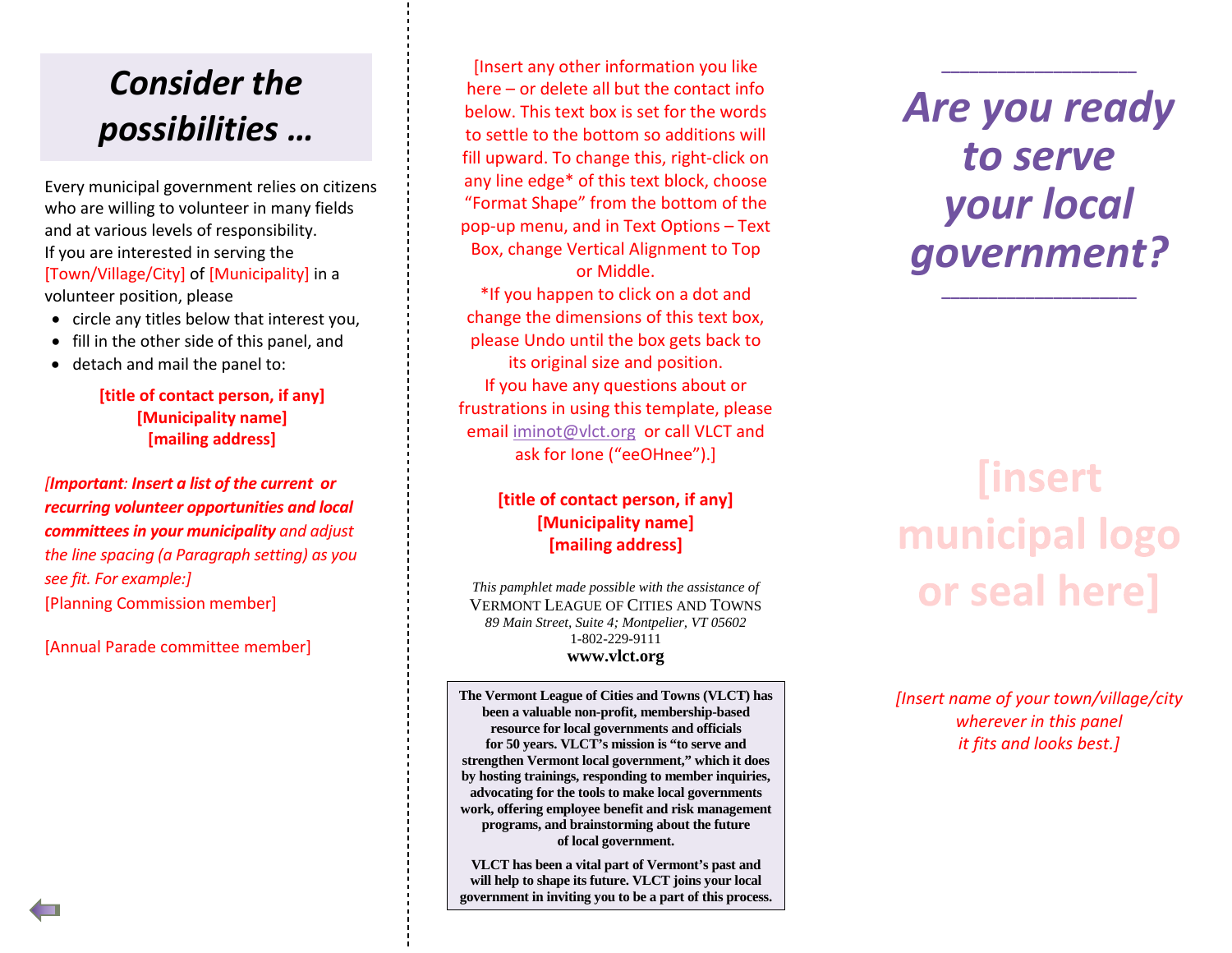# Consider the possibilities …

Every municipal government relies on citizens who are willing to volunteer in many fields and at various levels of responsibility.
If you are interested in serving the [Town/Village/City] of [Municipality] in a volunteer position, please

- circle any titles below that interest you,
- fill in the other side of this panel, and
- detach and mail the panel to:

**[title of contact person, if any]**
**[Municipality name]**
**[mailing address]**

*[**Important**: **Insert a list of the current or recurring volunteer opportunities and local committees in your municipality** and adjust the line spacing (a Paragraph setting) as you see fit. For example:]*

[Planning Commission member]

[Annual Parade committee member]

[Insert any other information you like here – or delete all but the contact info below. This text box is set for the words to settle to the bottom so additions will fill upward. To change this, right-click on any line edge* of this text block, choose "Format Shape" from the bottom of the pop-up menu, and in Text Options – Text Box, change Vertical Alignment to Top or Middle.
*If you happen to click on a dot and change the dimensions of this text box, please Undo until the box gets back to its original size and position.
If you have any questions about or frustrations in using this template, please email iminot@vlct.org or call VLCT and ask for Ione ("eeOHnee").]

**[title of contact person, if any]**
**[Municipality name]**
**[mailing address]**

*This pamphlet made possible with the assistance of*
VERMONT LEAGUE OF CITIES AND TOWNS
*89 Main Street, Suite 4; Montpelier, VT 05602*
1-802-229-9111
**www.vlct.org**

**The Vermont League of Cities and Towns (VLCT) has been a valuable non-profit, membership-based resource for local governments and officials for 50 years. VLCT's mission is "to serve and strengthen Vermont local government," which it does by hosting trainings, responding to member inquiries, advocating for the tools to make local governments work, offering employee benefit and risk management programs, and brainstorming about the future of local government.**

**VLCT has been a vital part of Vermont's past and will help to shape its future. VLCT joins your local government in inviting you to be a part of this process.**

---

# *Are you ready to serve your local government?*

---

**[insert municipal logo or seal here]**

*[Insert name of your town/village/city wherever in this panel it fits and looks best.]*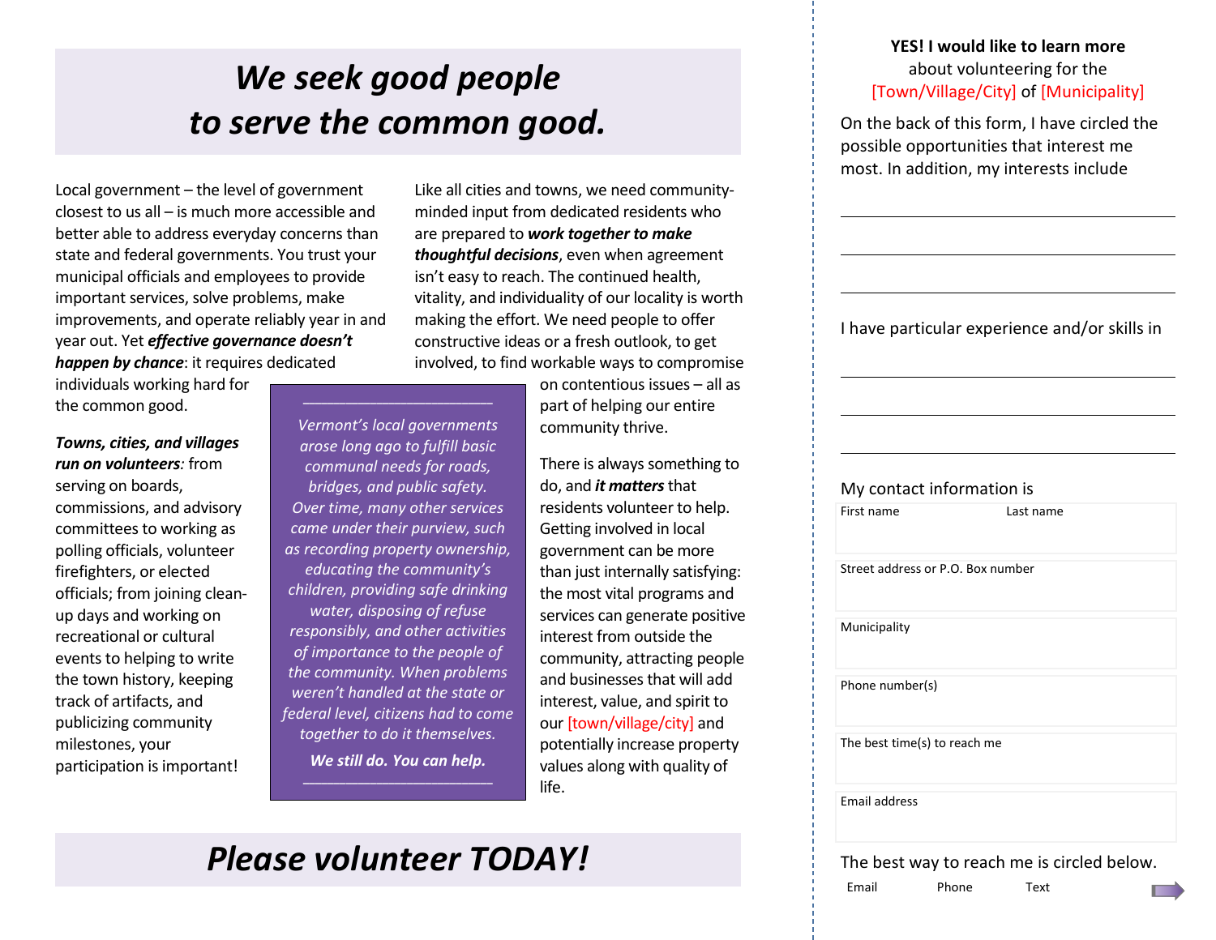# *We seek good people to serve the common good.*

Local government – the level of government closest to us all – is much more accessible and better able to address everyday concerns than state and federal governments. You trust your municipal officials and employees to provide important services, solve problems, make improvements, and operate reliably year in and year out. Yet ***effective governance doesn't happen by chance***: it requires dedicated individuals working hard for the common good.

***Towns, cities, and villages run on volunteers***: from serving on boards, commissions, and advisory committees to working as polling officials, volunteer firefighters, or elected officials; from joining clean-up days and working on recreational or cultural events to helping to write the town history, keeping track of artifacts, and publicizing community milestones, your participation is important!

*Vermont's local governments arose long ago to fulfill basic communal needs for roads, bridges, and public safety. Over time, many other services came under their purview, such as recording property ownership, educating the community's children, providing safe drinking water, disposing of refuse responsibly, and other activities of importance to the people of the community. When problems weren't handled at the state or federal level, citizens had to come together to do it themselves.*

***We still do. You can help.***

Like all cities and towns, we need community-minded input from dedicated residents who are prepared to ***work together to make thoughtful decisions***, even when agreement isn't easy to reach. The continued health, vitality, and individuality of our locality is worth making the effort. We need people to offer constructive ideas or a fresh outlook, to get involved, to find workable ways to compromise on contentious issues – all as part of helping our entire community thrive.

There is always something to do, and ***it matters*** that residents volunteer to help. Getting involved in local government can be more than just internally satisfying: the most vital programs and services can generate positive interest from outside the community, attracting people and businesses that will add interest, value, and spirit to our [town/village/city] and potentially increase property values along with quality of life.

## *Please volunteer TODAY!*

---

**YES! I would like to learn more**
about volunteering for the
[Town/Village/City] of [Municipality]

On the back of this form, I have circled the possible opportunities that interest me most. In addition, my interests include

\_\_\_\_\_\_\_\_\_\_\_\_\_\_\_\_\_\_\_\_\_\_\_\_\_\_\_\_\_\_\_\_\_\_

\_\_\_\_\_\_\_\_\_\_\_\_\_\_\_\_\_\_\_\_\_\_\_\_\_\_\_\_\_\_\_\_\_\_

\_\_\_\_\_\_\_\_\_\_\_\_\_\_\_\_\_\_\_\_\_\_\_\_\_\_\_\_\_\_\_\_\_\_

I have particular experience and/or skills in

\_\_\_\_\_\_\_\_\_\_\_\_\_\_\_\_\_\_\_\_\_\_\_\_\_\_\_\_\_\_\_\_\_\_

\_\_\_\_\_\_\_\_\_\_\_\_\_\_\_\_\_\_\_\_\_\_\_\_\_\_\_\_\_\_\_\_\_\_

\_\_\_\_\_\_\_\_\_\_\_\_\_\_\_\_\_\_\_\_\_\_\_\_\_\_\_\_\_\_\_\_\_\_

My contact information is

| | |
|---|---|
| First name | Last name |
| Street address or P.O. Box number | |
| Municipality | |
| Phone number(s) | |
| The best time(s) to reach me | |
| Email address | |

The best way to reach me is circled below.

Email Phone Text